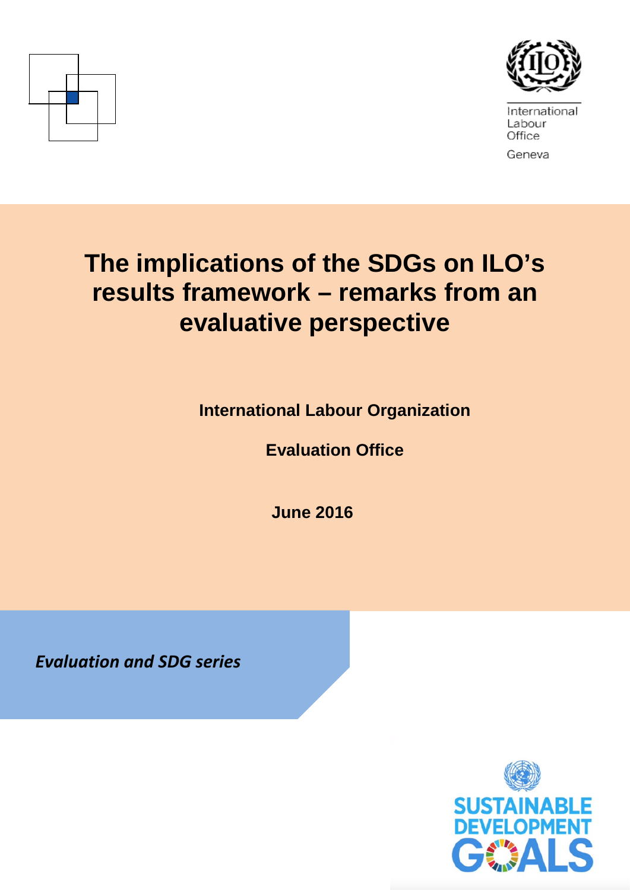International Labour Office

Geneva

# The implications of the SDGs on ILO's results framework – remarks from an evaluative perspective

**International Labour Organization**

**Evaluation Office**

**June 2016**

***Evaluation and SDG series***

SUSTAINABLE DEVELOPMENT GOALS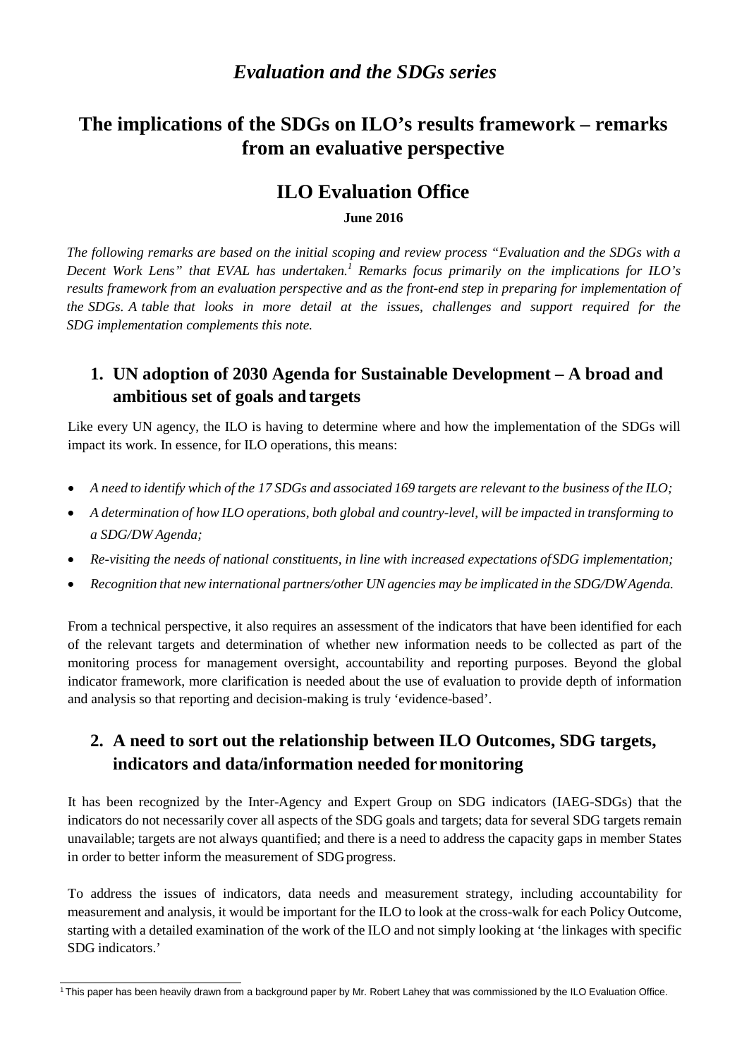*Evaluation and the SDGs series*

# The implications of the SDGs on ILO's results framework – remarks from an evaluative perspective

## ILO Evaluation Office

**June 2016**

*The following remarks are based on the initial scoping and review process "Evaluation and the SDGs with a Decent Work Lens" that EVAL has undertaken.[1] Remarks focus primarily on the implications for ILO's results framework from an evaluation perspective and as the front-end step in preparing for implementation of the SDGs. A table that looks in more detail at the issues, challenges and support required for the SDG implementation complements this note.*

## 1. UN adoption of 2030 Agenda for Sustainable Development – A broad and ambitious set of goals and targets

Like every UN agency, the ILO is having to determine where and how the implementation of the SDGs will impact its work. In essence, for ILO operations, this means:

- *A need to identify which of the 17 SDGs and associated 169 targets are relevant to the business of the ILO;*
- *A determination of how ILO operations, both global and country-level, will be impacted in transforming to a SDG/DW Agenda;*
- *Re-visiting the needs of national constituents, in line with increased expectations of SDG implementation;*
- *Recognition that new international partners/other UN agencies may be implicated in the SDG/DW Agenda.*

From a technical perspective, it also requires an assessment of the indicators that have been identified for each of the relevant targets and determination of whether new information needs to be collected as part of the monitoring process for management oversight, accountability and reporting purposes. Beyond the global indicator framework, more clarification is needed about the use of evaluation to provide depth of information and analysis so that reporting and decision-making is truly 'evidence-based'.

## 2. A need to sort out the relationship between ILO Outcomes, SDG targets, indicators and data/information needed for monitoring

It has been recognized by the Inter-Agency and Expert Group on SDG indicators (IAEG-SDGs) that the indicators do not necessarily cover all aspects of the SDG goals and targets; data for several SDG targets remain unavailable; targets are not always quantified; and there is a need to address the capacity gaps in member States in order to better inform the measurement of SDG progress.

To address the issues of indicators, data needs and measurement strategy, including accountability for measurement and analysis, it would be important for the ILO to look at the cross-walk for each Policy Outcome, starting with a detailed examination of the work of the ILO and not simply looking at 'the linkages with specific SDG indicators.'

[1] This paper has been heavily drawn from a background paper by Mr. Robert Lahey that was commissioned by the ILO Evaluation Office.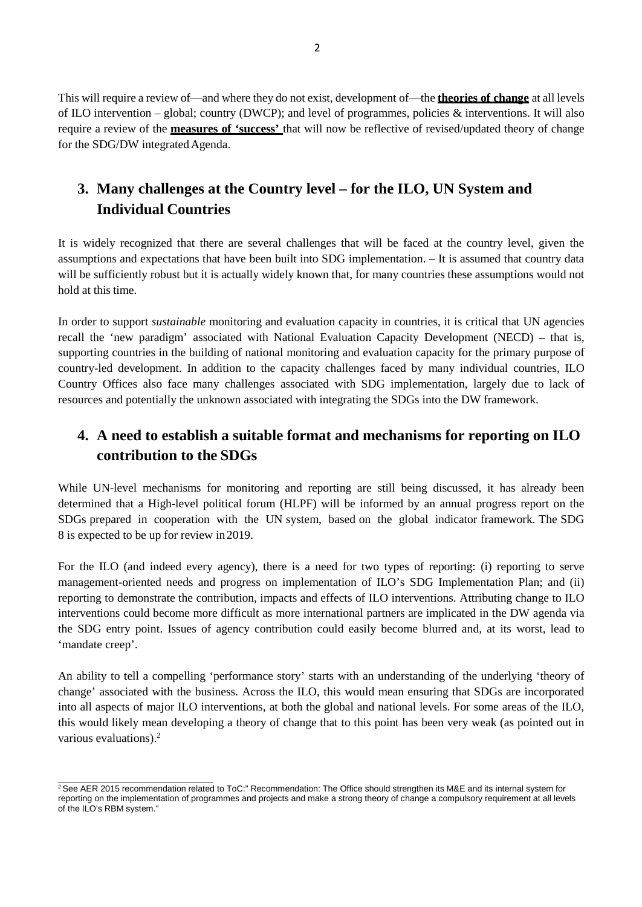This will require a review of—and where they do not exist, development of—the **theories of change** at all levels of ILO intervention – global; country (DWCP); and level of programmes, policies & interventions. It will also require a review of the **measures of 'success'** that will now be reflective of revised/updated theory of change for the SDG/DW integrated Agenda.

## 3. Many challenges at the Country level – for the ILO, UN System and Individual Countries

It is widely recognized that there are several challenges that will be faced at the country level, given the assumptions and expectations that have been built into SDG implementation. – It is assumed that country data will be sufficiently robust but it is actually widely known that, for many countries these assumptions would not hold at this time.

In order to support *sustainable* monitoring and evaluation capacity in countries, it is critical that UN agencies recall the 'new paradigm' associated with National Evaluation Capacity Development (NECD) – that is, supporting countries in the building of national monitoring and evaluation capacity for the primary purpose of country-led development. In addition to the capacity challenges faced by many individual countries, ILO Country Offices also face many challenges associated with SDG implementation, largely due to lack of resources and potentially the unknown associated with integrating the SDGs into the DW framework.

## 4. A need to establish a suitable format and mechanisms for reporting on ILO contribution to the SDGs

While UN-level mechanisms for monitoring and reporting are still being discussed, it has already been determined that a High-level political forum (HLPF) will be informed by an annual progress report on the SDGs prepared in cooperation with the UN system, based on the global indicator framework. The SDG 8 is expected to be up for review in 2019.

For the ILO (and indeed every agency), there is a need for two types of reporting: (i) reporting to serve management-oriented needs and progress on implementation of ILO's SDG Implementation Plan; and (ii) reporting to demonstrate the contribution, impacts and effects of ILO interventions. Attributing change to ILO interventions could become more difficult as more international partners are implicated in the DW agenda via the SDG entry point. Issues of agency contribution could easily become blurred and, at its worst, lead to 'mandate creep'.

An ability to tell a compelling 'performance story' starts with an understanding of the underlying 'theory of change' associated with the business. Across the ILO, this would mean ensuring that SDGs are incorporated into all aspects of major ILO interventions, at both the global and national levels. For some areas of the ILO, this would likely mean developing a theory of change that to this point has been very weak (as pointed out in various evaluations).[2]

[2] See AER 2015 recommendation related to ToC:" Recommendation: The Office should strengthen its M&E and its internal system for reporting on the implementation of programmes and projects and make a strong theory of change a compulsory requirement at all levels of the ILO's RBM system."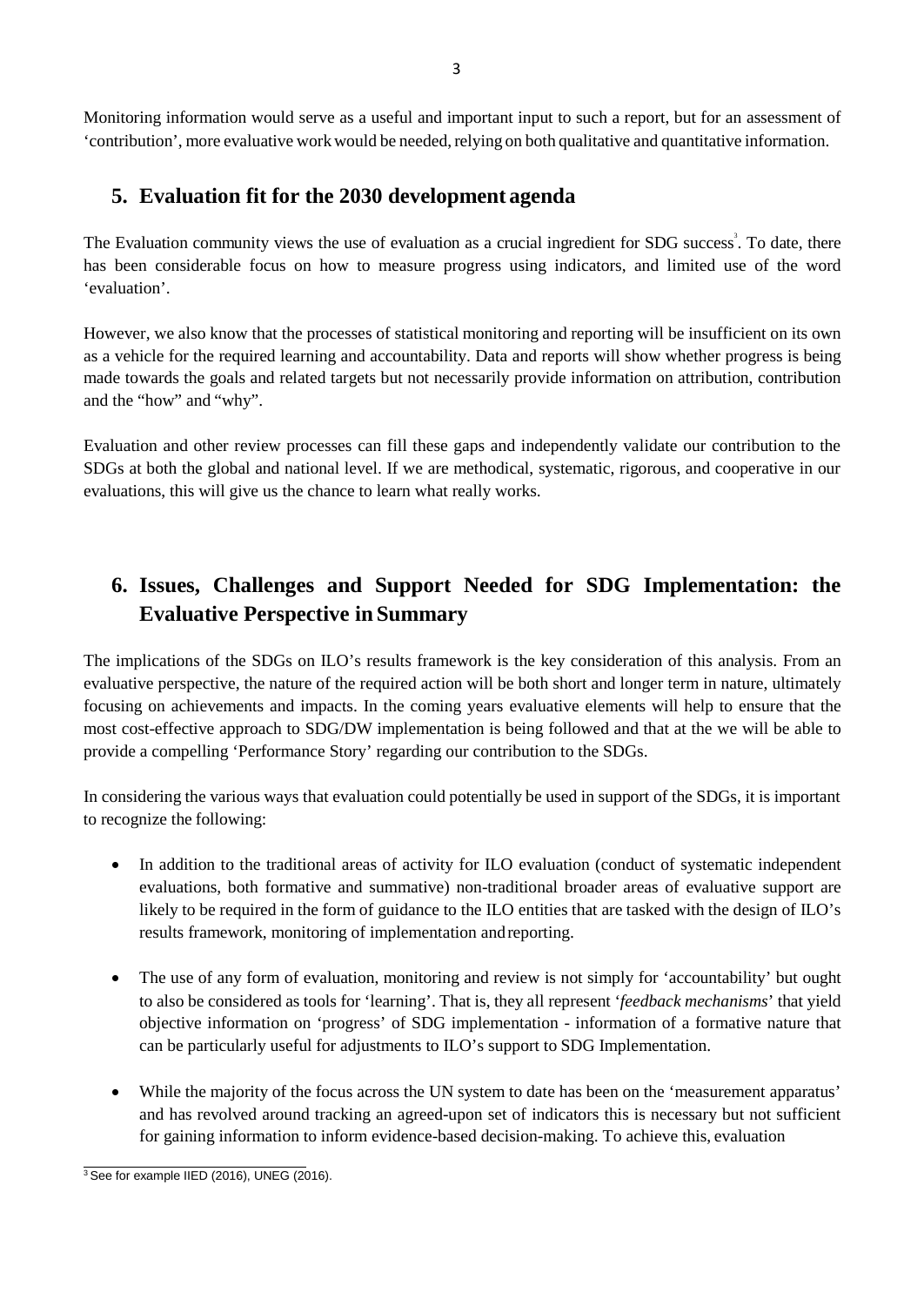Monitoring information would serve as a useful and important input to such a report, but for an assessment of 'contribution', more evaluative work would be needed, relying on both qualitative and quantitative information.

## 5. Evaluation fit for the 2030 development agenda

The Evaluation community views the use of evaluation as a crucial ingredient for SDG success[3]. To date, there has been considerable focus on how to measure progress using indicators, and limited use of the word 'evaluation'.

However, we also know that the processes of statistical monitoring and reporting will be insufficient on its own as a vehicle for the required learning and accountability. Data and reports will show whether progress is being made towards the goals and related targets but not necessarily provide information on attribution, contribution and the "how" and "why".

Evaluation and other review processes can fill these gaps and independently validate our contribution to the SDGs at both the global and national level. If we are methodical, systematic, rigorous, and cooperative in our evaluations, this will give us the chance to learn what really works.

## 6. Issues, Challenges and Support Needed for SDG Implementation: the Evaluative Perspective in Summary

The implications of the SDGs on ILO's results framework is the key consideration of this analysis. From an evaluative perspective, the nature of the required action will be both short and longer term in nature, ultimately focusing on achievements and impacts. In the coming years evaluative elements will help to ensure that the most cost-effective approach to SDG/DW implementation is being followed and that at the we will be able to provide a compelling 'Performance Story' regarding our contribution to the SDGs.

In considering the various ways that evaluation could potentially be used in support of the SDGs, it is important to recognize the following:

- In addition to the traditional areas of activity for ILO evaluation (conduct of systematic independent evaluations, both formative and summative) non-traditional broader areas of evaluative support are likely to be required in the form of guidance to the ILO entities that are tasked with the design of ILO's results framework, monitoring of implementation and reporting.

- The use of any form of evaluation, monitoring and review is not simply for 'accountability' but ought to also be considered as tools for 'learning'. That is, they all represent '*feedback mechanisms*' that yield objective information on 'progress' of SDG implementation - information of a formative nature that can be particularly useful for adjustments to ILO's support to SDG Implementation.

- While the majority of the focus across the UN system to date has been on the 'measurement apparatus' and has revolved around tracking an agreed-upon set of indicators this is necessary but not sufficient for gaining information to inform evidence-based decision-making. To achieve this, evaluation

[3] See for example IIED (2016), UNEG (2016).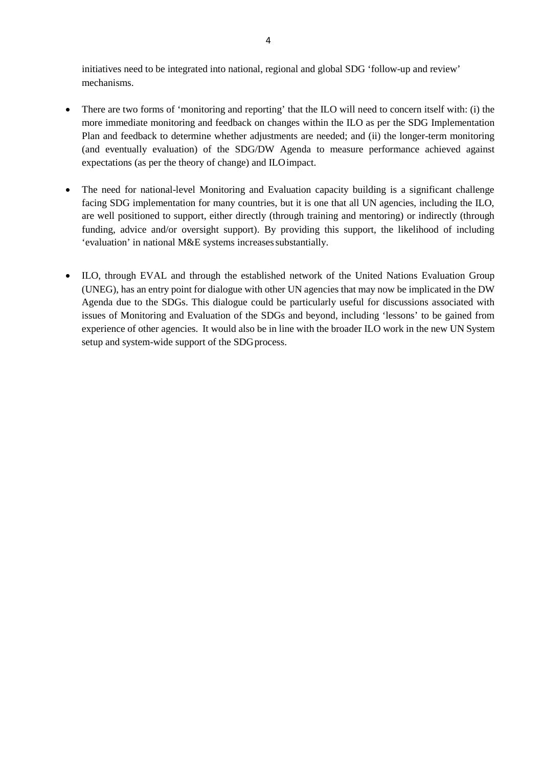initiatives need to be integrated into national, regional and global SDG 'follow-up and review' mechanisms.

- There are two forms of 'monitoring and reporting' that the ILO will need to concern itself with: (i) the more immediate monitoring and feedback on changes within the ILO as per the SDG Implementation Plan and feedback to determine whether adjustments are needed; and (ii) the longer-term monitoring (and eventually evaluation) of the SDG/DW Agenda to measure performance achieved against expectations (as per the theory of change) and ILO impact.

- The need for national-level Monitoring and Evaluation capacity building is a significant challenge facing SDG implementation for many countries, but it is one that all UN agencies, including the ILO, are well positioned to support, either directly (through training and mentoring) or indirectly (through funding, advice and/or oversight support). By providing this support, the likelihood of including 'evaluation' in national M&E systems increases substantially.

- ILO, through EVAL and through the established network of the United Nations Evaluation Group (UNEG), has an entry point for dialogue with other UN agencies that may now be implicated in the DW Agenda due to the SDGs. This dialogue could be particularly useful for discussions associated with issues of Monitoring and Evaluation of the SDGs and beyond, including 'lessons' to be gained from experience of other agencies. It would also be in line with the broader ILO work in the new UN System setup and system-wide support of the SDG process.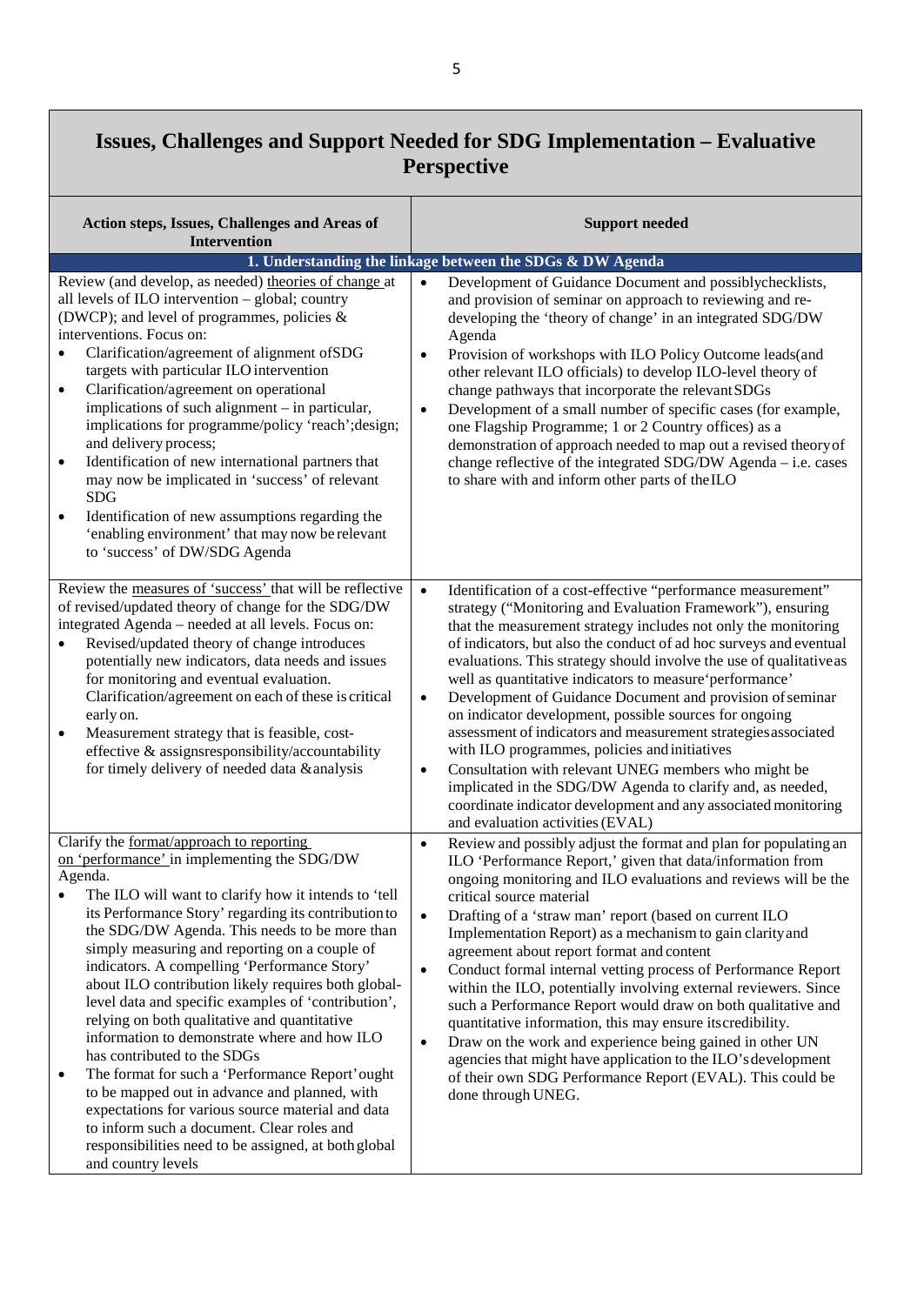## Issues, Challenges and Support Needed for SDG Implementation – Evaluative Perspective

| Action steps, Issues, Challenges and Areas of Intervention | Support needed |
|---|---|
| **1. Understanding the linkage between the SDGs & DW Agenda** | |
| Review (and develop, as needed) theories of change at all levels of ILO intervention – global; country (DWCP); and level of programmes, policies & interventions. Focus on: <br>• Clarification/agreement of alignment of SDG targets with particular ILO intervention <br>• Clarification/agreement on operational implications of such alignment – in particular, implications for programme/policy 'reach'; design; and delivery process; <br>• Identification of new international partners that may now be implicated in 'success' of relevant SDG <br>• Identification of new assumptions regarding the 'enabling environment' that may now be relevant to 'success' of DW/SDG Agenda | • Development of Guidance Document and possibly checklists, and provision of seminar on approach to reviewing and re-developing the 'theory of change' in an integrated SDG/DW Agenda <br>• Provision of workshops with ILO Policy Outcome leads (and other relevant ILO officials) to develop ILO-level theory of change pathways that incorporate the relevant SDGs <br>• Development of a small number of specific cases (for example, one Flagship Programme; 1 or 2 Country offices) as a demonstration of approach needed to map out a revised theory of change reflective of the integrated SDG/DW Agenda – i.e. cases to share with and inform other parts of the ILO |
| Review the measures of 'success' that will be reflective of revised/updated theory of change for the SDG/DW integrated Agenda – needed at all levels. Focus on: <br>• Revised/updated theory of change introduces potentially new indicators, data needs and issues for monitoring and eventual evaluation. Clarification/agreement on each of these is critical early on. <br>• Measurement strategy that is feasible, cost-effective & assigns responsibility/accountability for timely delivery of needed data & analysis | • Identification of a cost-effective "performance measurement" strategy ("Monitoring and Evaluation Framework"), ensuring that the measurement strategy includes not only the monitoring of indicators, but also the conduct of ad hoc surveys and eventual evaluations. This strategy should involve the use of qualitative as well as quantitative indicators to measure 'performance' <br>• Development of Guidance Document and provision of seminar on indicator development, possible sources for ongoing assessment of indicators and measurement strategies associated with ILO programmes, policies and initiatives <br>• Consultation with relevant UNEG members who might be implicated in the SDG/DW Agenda to clarify and, as needed, coordinate indicator development and any associated monitoring and evaluation activities (EVAL) |
| Clarify the format/approach to reporting on 'performance' in implementing the SDG/DW Agenda. <br>• The ILO will want to clarify how it intends to 'tell its Performance Story' regarding its contribution to the SDG/DW Agenda. This needs to be more than simply measuring and reporting on a couple of indicators. A compelling 'Performance Story' about ILO contribution likely requires both global-level data and specific examples of 'contribution', relying on both qualitative and quantitative information to demonstrate where and how ILO has contributed to the SDGs <br>• The format for such a 'Performance Report' ought to be mapped out in advance and planned, with expectations for various source material and data to inform such a document. Clear roles and responsibilities need to be assigned, at both global and country levels | • Review and possibly adjust the format and plan for populating an ILO 'Performance Report,' given that data/information from ongoing monitoring and ILO evaluations and reviews will be the critical source material <br>• Drafting of a 'straw man' report (based on current ILO Implementation Report) as a mechanism to gain clarity and agreement about report format and content <br>• Conduct formal internal vetting process of Performance Report within the ILO, potentially involving external reviewers. Since such a Performance Report would draw on both qualitative and quantitative information, this may ensure its credibility. <br>• Draw on the work and experience being gained in other UN agencies that might have application to the ILO's development of their own SDG Performance Report (EVAL). This could be done through UNEG. |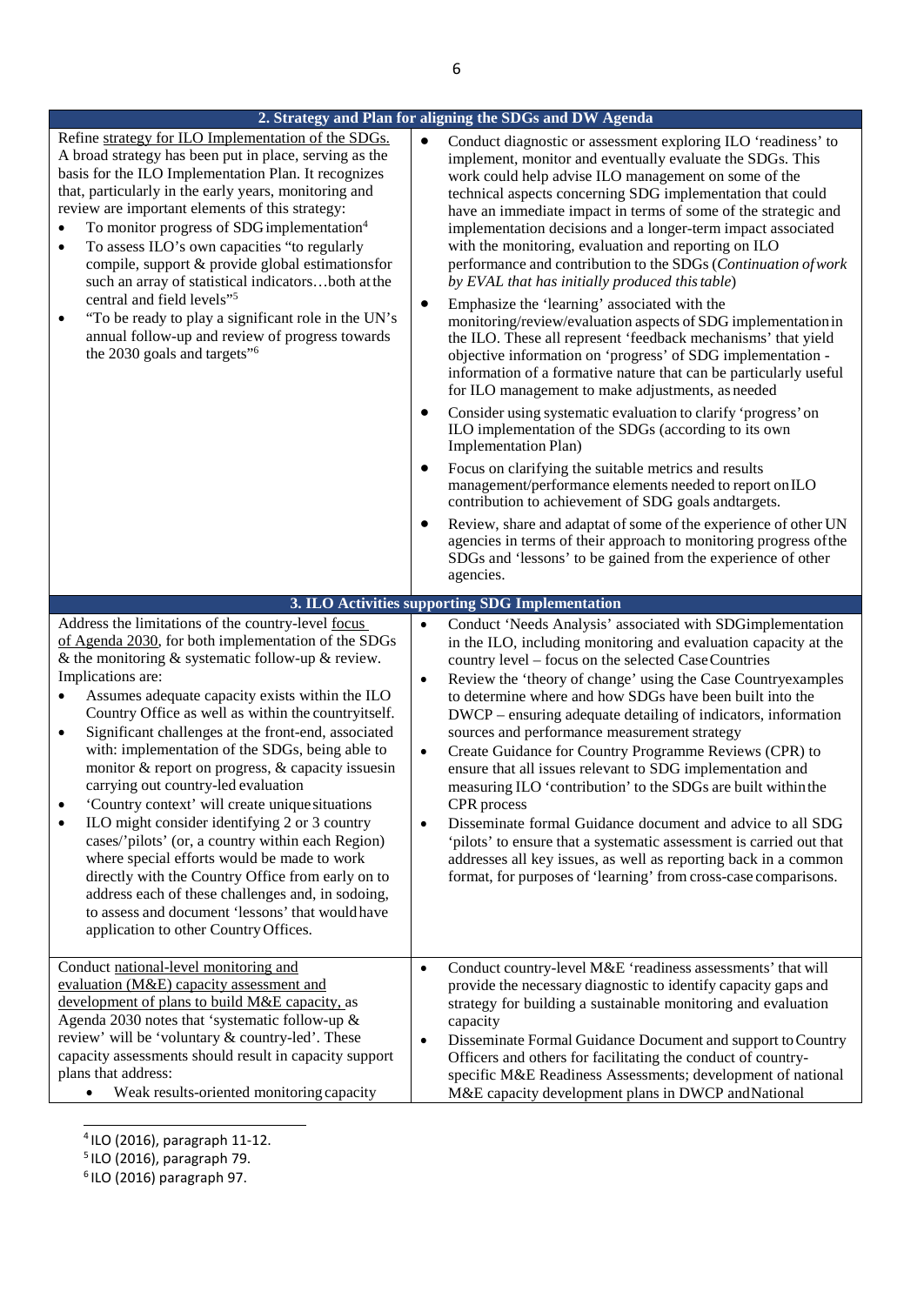| 2. Strategy and Plan for aligning the SDGs and DW Agenda | |
|---|---|
| Refine strategy for ILO Implementation of the SDGs. A broad strategy has been put in place, serving as the basis for the ILO Implementation Plan. It recognizes that, particularly in the early years, monitoring and review are important elements of this strategy:<br>• To monitor progress of SDG implementation[4]<br>• To assess ILO's own capacities "to regularly compile, support & provide global estimations for such an array of statistical indicators…both at the central and field levels"[5]<br>• "To be ready to play a significant role in the UN's annual follow-up and review of progress towards the 2030 goals and targets"[6] | • Conduct diagnostic or assessment exploring ILO 'readiness' to implement, monitor and eventually evaluate the SDGs. This work could help advise ILO management on some of the technical aspects concerning SDG implementation that could have an immediate impact in terms of some of the strategic and implementation decisions and a longer-term impact associated with the monitoring, evaluation and reporting on ILO performance and contribution to the SDGs (*Continuation of work by EVAL that has initially produced this table*)<br>• Emphasize the 'learning' associated with the monitoring/review/evaluation aspects of SDG implementation in the ILO. These all represent 'feedback mechanisms' that yield objective information on 'progress' of SDG implementation - information of a formative nature that can be particularly useful for ILO management to make adjustments, as needed<br>• Consider using systematic evaluation to clarify 'progress' on ILO implementation of the SDGs (according to its own Implementation Plan)<br>• Focus on clarifying the suitable metrics and results management/performance elements needed to report on ILO contribution to achievement of SDG goals and targets.<br>• Review, share and adaptat of some of the experience of other UN agencies in terms of their approach to monitoring progress of the SDGs and 'lessons' to be gained from the experience of other agencies. |
| **3. ILO Activities supporting SDG Implementation** | |
| Address the limitations of the country-level focus of Agenda 2030, for both implementation of the SDGs & the monitoring & systematic follow-up & review. Implications are:<br>• Assumes adequate capacity exists within the ILO Country Office as well as within the country itself.<br>• Significant challenges at the front-end, associated with: implementation of the SDGs, being able to monitor & report on progress, & capacity issues in carrying out country-led evaluation<br>• 'Country context' will create unique situations<br>• ILO might consider identifying 2 or 3 country cases/'pilots' (or, a country within each Region) where special efforts would be made to work directly with the Country Office from early on to address each of these challenges and, in so doing, to assess and document 'lessons' that would have application to other Country Offices. | • Conduct 'Needs Analysis' associated with SDG implementation in the ILO, including monitoring and evaluation capacity at the country level – focus on the selected Case Countries<br>• Review the 'theory of change' using the Case Country examples to determine where and how SDGs have been built into the DWCP – ensuring adequate detailing of indicators, information sources and performance measurement strategy<br>• Create Guidance for Country Programme Reviews (CPR) to ensure that all issues relevant to SDG implementation and measuring ILO 'contribution' to the SDGs are built within the CPR process<br>• Disseminate formal Guidance document and advice to all SDG 'pilots' to ensure that a systematic assessment is carried out that addresses all key issues, as well as reporting back in a common format, for purposes of 'learning' from cross-case comparisons. |
| Conduct national-level monitoring and evaluation (M&E) capacity assessment and development of plans to build M&E capacity, as Agenda 2030 notes that 'systematic follow-up & review' will be 'voluntary & country-led'. These capacity assessments should result in capacity support plans that address:<br>• Weak results-oriented monitoring capacity | • Conduct country-level M&E 'readiness assessments' that will provide the necessary diagnostic to identify capacity gaps and strategy for building a sustainable monitoring and evaluation capacity<br>• Disseminate Formal Guidance Document and support to Country Officers and others for facilitating the conduct of country-specific M&E Readiness Assessments; development of national M&E capacity development plans in DWCP and National |

[4] ILO (2016), paragraph 11-12.
[5] ILO (2016), paragraph 79.
[6] ILO (2016) paragraph 97.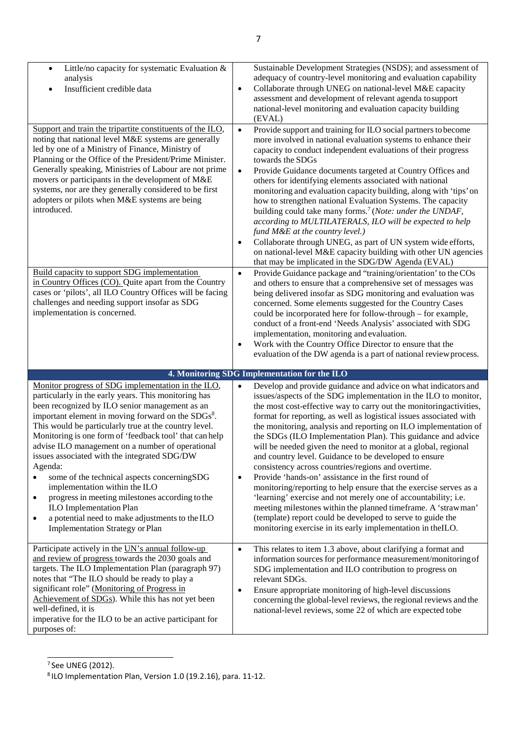| | |
|---|---|
| • Little/no capacity for systematic Evaluation & analysis<br>• Insufficient credible data | Sustainable Development Strategies (NSDS); and assessment of adequacy of country-level monitoring and evaluation capability<br>• Collaborate through UNEG on national-level M&E capacity assessment and development of relevant agenda to support national-level monitoring and evaluation capacity building (EVAL) |
| Support and train the tripartite constituents of the ILO, noting that national level M&E systems are generally led by one of a Ministry of Finance, Ministry of Planning or the Office of the President/Prime Minister. Generally speaking, Ministries of Labour are not prime movers or participants in the development of M&E systems, nor are they generally considered to be first adopters or pilots when M&E systems are being introduced. | • Provide support and training for ILO social partners to become more involved in national evaluation systems to enhance their capacity to conduct independent evaluations of their progress towards the SDGs<br>• Provide Guidance documents targeted at Country Offices and others for identifying elements associated with national monitoring and evaluation capacity building, along with 'tips' on how to strengthen national Evaluation Systems. The capacity building could take many forms.[7] (*Note: under the UNDAF, according to MULTILATERALS, ILO will be expected to help fund M&E at the country level.*)<br>• Collaborate through UNEG, as part of UN system wide efforts, on national-level M&E capacity building with other UN agencies that may be implicated in the SDG/DW Agenda (EVAL) |
| Build capacity to support SDG implementation in Country Offices (CO). Quite apart from the Country cases or 'pilots', all ILO Country Offices will be facing challenges and needing support insofar as SDG implementation is concerned. | • Provide Guidance package and "training/orientation' to the COs and others to ensure that a comprehensive set of messages was being delivered insofar as SDG monitoring and evaluation was concerned. Some elements suggested for the Country Cases could be incorporated here for follow-through – for example, conduct of a front-end 'Needs Analysis' associated with SDG implementation, monitoring and evaluation.<br>• Work with the Country Office Director to ensure that the evaluation of the DW agenda is a part of national review process. |
| **4. Monitoring SDG Implementation for the ILO** | |
| Monitor progress of SDG implementation in the ILO, particularly in the early years. This monitoring has been recognized by ILO senior management as an important element in moving forward on the SDGs[8]. This would be particularly true at the country level. Monitoring is one form of 'feedback tool' that can help advise ILO management on a number of operational issues associated with the integrated SDG/DW Agenda:<br>• some of the technical aspects concerning SDG implementation within the ILO<br>• progress in meeting milestones according to the ILO Implementation Plan<br>• a potential need to make adjustments to the ILO Implementation Strategy or Plan | • Develop and provide guidance and advice on what indicators and issues/aspects of the SDG implementation in the ILO to monitor, the most cost-effective way to carry out the monitoring activities, format for reporting, as well as logistical issues associated with the monitoring, analysis and reporting on ILO implementation of the SDGs (ILO Implementation Plan). This guidance and advice will be needed given the need to monitor at a global, regional and country level. Guidance to be developed to ensure consistency across countries/regions and overtime.<br>• Provide 'hands-on' assistance in the first round of monitoring/reporting to help ensure that the exercise serves as a 'learning' exercise and not merely one of accountability; i.e. meeting milestones within the planned timeframe. A 'strawman' (template) report could be developed to serve to guide the monitoring exercise in its early implementation in the ILO. |
| Participate actively in the UN's annual follow-up and review of progress towards the 2030 goals and targets. The ILO Implementation Plan (paragraph 97) notes that "The ILO should be ready to play a significant role" (Monitoring of Progress in Achievement of SDGs). While this has not yet been well-defined, it is imperative for the ILO to be an active participant for purposes of: | • This relates to item 1.3 above, about clarifying a format and information sources for performance measurement/monitoring of SDG implementation and ILO contribution to progress on relevant SDGs.<br>• Ensure appropriate monitoring of high-level discussions concerning the global-level reviews, the regional reviews and the national-level reviews, some 22 of which are expected to be |

[7] See UNEG (2012).

[8] ILO Implementation Plan, Version 1.0 (19.2.16), para. 11-12.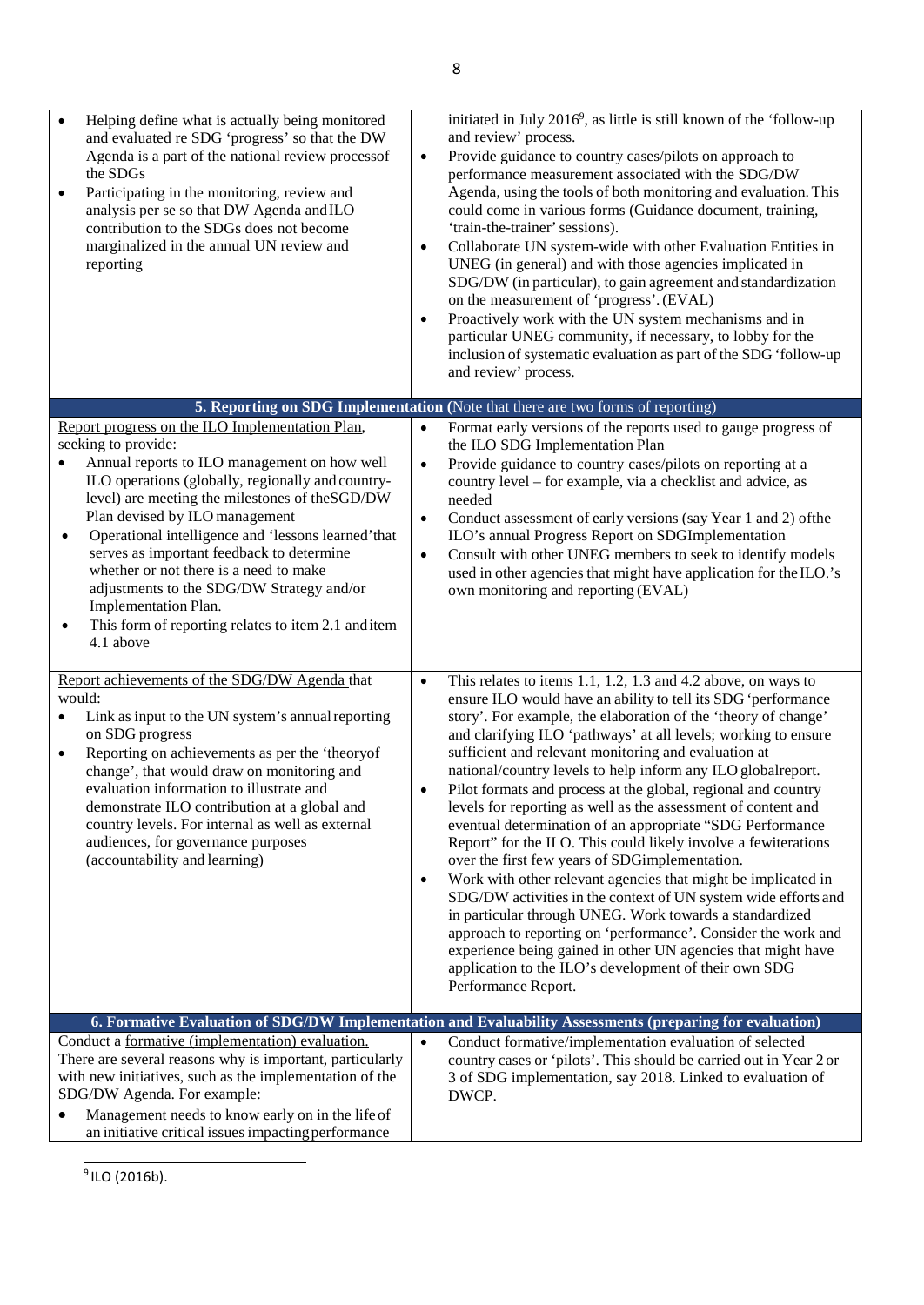| | |
|---|---|
| • Helping define what is actually being monitored and evaluated re SDG 'progress' so that the DW Agenda is a part of the national review processof the SDGs<br>• Participating in the monitoring, review and analysis per se so that DW Agenda andILO contribution to the SDGs does not become marginalized in the annual UN review and reporting | initiated in July 2016[9], as little is still known of the 'follow-up and review' process.<br>• Provide guidance to country cases/pilots on approach to performance measurement associated with the SDG/DW Agenda, using the tools of both monitoring and evaluation. This could come in various forms (Guidance document, training, 'train-the-trainer' sessions).<br>• Collaborate UN system-wide with other Evaluation Entities in UNEG (in general) and with those agencies implicated in SDG/DW (in particular), to gain agreement and standardization on the measurement of 'progress'. (EVAL)<br>• Proactively work with the UN system mechanisms and in particular UNEG community, if necessary, to lobby for the inclusion of systematic evaluation as part of the SDG 'follow-up and review' process. |
| **5. Reporting on SDG Implementation** (Note that there are two forms of reporting) | |
| Report progress on the ILO Implementation Plan, seeking to provide:<br>• Annual reports to ILO management on how well ILO operations (globally, regionally and country-level) are meeting the milestones of theSGD/DW Plan devised by ILO management<br>• Operational intelligence and 'lessons learned'that serves as important feedback to determine whether or not there is a need to make adjustments to the SDG/DW Strategy and/or Implementation Plan.<br>• This form of reporting relates to item 2.1 anditem 4.1 above | • Format early versions of the reports used to gauge progress of the ILO SDG Implementation Plan<br>• Provide guidance to country cases/pilots on reporting at a country level – for example, via a checklist and advice, as needed<br>• Conduct assessment of early versions (say Year 1 and 2) ofthe ILO's annual Progress Report on SDGImplementation<br>• Consult with other UNEG members to seek to identify models used in other agencies that might have application for the ILO.'s own monitoring and reporting (EVAL) |
| Report achievements of the SDG/DW Agenda that would:<br>• Link as input to the UN system's annual reporting on SDG progress<br>• Reporting on achievements as per the 'theoryof change', that would draw on monitoring and evaluation information to illustrate and demonstrate ILO contribution at a global and country levels. For internal as well as external audiences, for governance purposes (accountability and learning) | • This relates to items 1.1, 1.2, 1.3 and 4.2 above, on ways to ensure ILO would have an ability to tell its SDG 'performance story'. For example, the elaboration of the 'theory of change' and clarifying ILO 'pathways' at all levels; working to ensure sufficient and relevant monitoring and evaluation at national/country levels to help inform any ILO globalreport.<br>• Pilot formats and process at the global, regional and country levels for reporting as well as the assessment of content and eventual determination of an appropriate "SDG Performance Report" for the ILO. This could likely involve a fewiterations over the first few years of SDGimplementation.<br>• Work with other relevant agencies that might be implicated in SDG/DW activities in the context of UN system wide efforts and in particular through UNEG. Work towards a standardized approach to reporting on 'performance'. Consider the work and experience being gained in other UN agencies that might have application to the ILO's development of their own SDG Performance Report. |
| **6. Formative Evaluation of SDG/DW Implementation and Evaluability Assessments (preparing for evaluation)** | |
| Conduct a formative (implementation) evaluation. There are several reasons why is important, particularly with new initiatives, such as the implementation of the SDG/DW Agenda. For example:<br>• Management needs to know early on in the life of an initiative critical issues impacting performance | • Conduct formative/implementation evaluation of selected country cases or 'pilots'. This should be carried out in Year 2 or 3 of SDG implementation, say 2018. Linked to evaluation of DWCP. |

[9] ILO (2016b).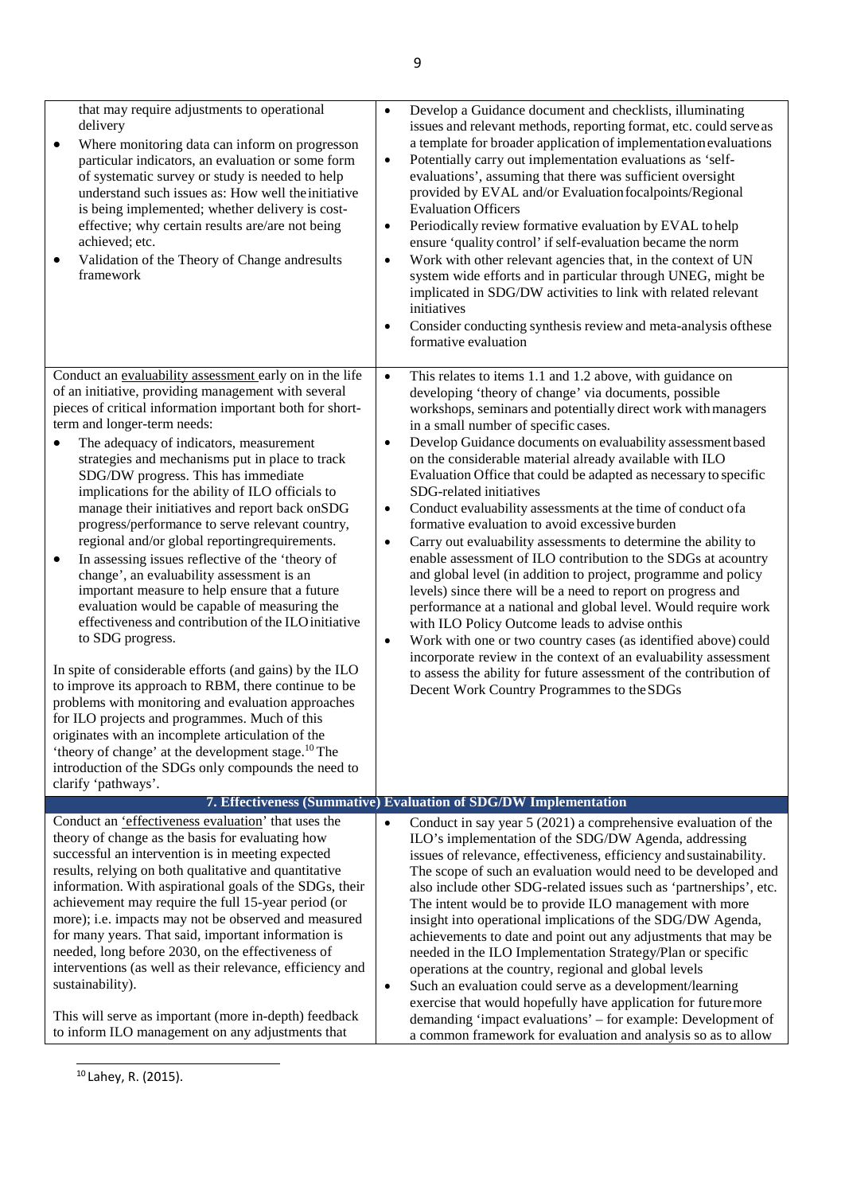| | |
|---|---|
| that may require adjustments to operational delivery<br>• Where monitoring data can inform on progress on particular indicators, an evaluation or some form of systematic survey or study is needed to help understand such issues as: How well the initiative is being implemented; whether delivery is cost-effective; why certain results are/are not being achieved; etc.<br>• Validation of the Theory of Change and results framework | • Develop a Guidance document and checklists, illuminating issues and relevant methods, reporting format, etc. could serve as a template for broader application of implementation evaluations<br>• Potentially carry out implementation evaluations as 'self-evaluations', assuming that there was sufficient oversight provided by EVAL and/or Evaluation focal points/Regional Evaluation Officers<br>• Periodically review formative evaluation by EVAL to help ensure 'quality control' if self-evaluation became the norm<br>• Work with other relevant agencies that, in the context of UN system wide efforts and in particular through UNEG, might be implicated in SDG/DW activities to link with related relevant initiatives<br>• Consider conducting synthesis review and meta-analysis of these formative evaluation |
| Conduct an evaluability assessment early on in the life of an initiative, providing management with several pieces of critical information important both for short-term and longer-term needs:<br>• The adequacy of indicators, measurement strategies and mechanisms put in place to track SDG/DW progress. This has immediate implications for the ability of ILO officials to manage their initiatives and report back on SDG progress/performance to serve relevant country, regional and/or global reporting requirements.<br>• In assessing issues reflective of the 'theory of change', an evaluability assessment is an important measure to help ensure that a future evaluation would be capable of measuring the effectiveness and contribution of the ILO initiative to SDG progress.<br><br>In spite of considerable efforts (and gains) by the ILO to improve its approach to RBM, there continue to be problems with monitoring and evaluation approaches for ILO projects and programmes. Much of this originates with an incomplete articulation of the 'theory of change' at the development stage.[10] The introduction of the SDGs only compounds the need to clarify 'pathways'. | • This relates to items 1.1 and 1.2 above, with guidance on developing 'theory of change' via documents, possible workshops, seminars and potentially direct work with managers in a small number of specific cases.<br>• Develop Guidance documents on evaluability assessment based on the considerable material already available with ILO Evaluation Office that could be adapted as necessary to specific SDG-related initiatives<br>• Conduct evaluability assessments at the time of conduct of a formative evaluation to avoid excessive burden<br>• Carry out evaluability assessments to determine the ability to enable assessment of ILO contribution to the SDGs at a country and global level (in addition to project, programme and policy levels) since there will be a need to report on progress and performance at a national and global level. Would require work with ILO Policy Outcome leads to advise on this<br>• Work with one or two country cases (as identified above) could incorporate review in the context of an evaluability assessment to assess the ability for future assessment of the contribution of Decent Work Country Programmes to the SDGs |
| **7. Effectiveness (Summative) Evaluation of SDG/DW Implementation** | |
| Conduct an 'effectiveness evaluation' that uses the theory of change as the basis for evaluating how successful an intervention is in meeting expected results, relying on both qualitative and quantitative information. With aspirational goals of the SDGs, their achievement may require the full 15-year period (or more); i.e. impacts may not be observed and measured for many years. That said, important information is needed, long before 2030, on the effectiveness of interventions (as well as their relevance, efficiency and sustainability).<br><br>This will serve as important (more in-depth) feedback to inform ILO management on any adjustments that | • Conduct in say year 5 (2021) a comprehensive evaluation of the ILO's implementation of the SDG/DW Agenda, addressing issues of relevance, effectiveness, efficiency and sustainability. The scope of such an evaluation would need to be developed and also include other SDG-related issues such as 'partnerships', etc. The intent would be to provide ILO management with more insight into operational implications of the SDG/DW Agenda, achievements to date and point out any adjustments that may be needed in the ILO Implementation Strategy/Plan or specific operations at the country, regional and global levels<br>• Such an evaluation could serve as a development/learning exercise that would hopefully have application for future more demanding 'impact evaluations' – for example: Development of a common framework for evaluation and analysis so as to allow |

[10] Lahey, R. (2015).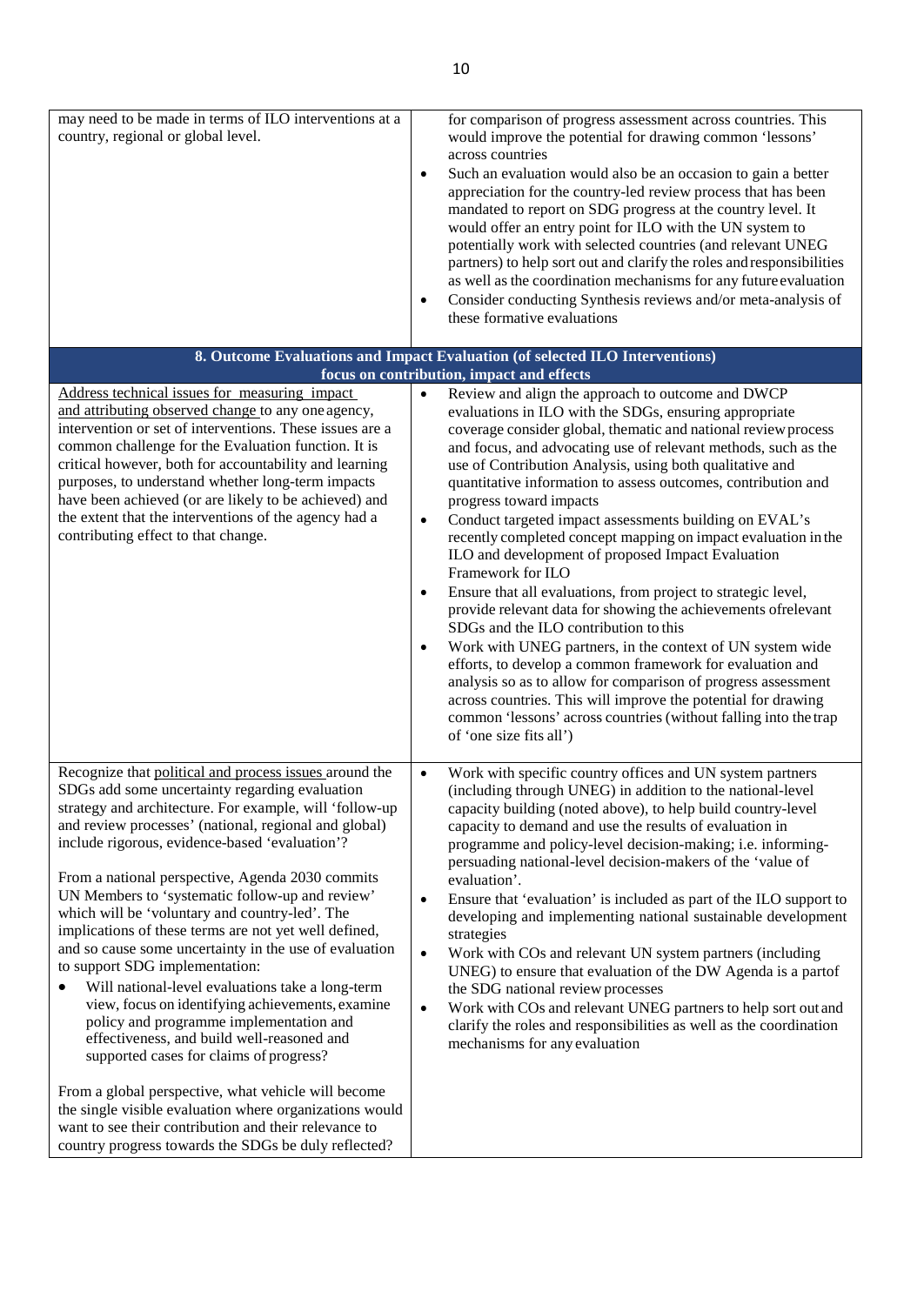| | |
|---|---|
| may need to be made in terms of ILO interventions at a country, regional or global level. | for comparison of progress assessment across countries. This would improve the potential for drawing common 'lessons' across countries<br>• Such an evaluation would also be an occasion to gain a better appreciation for the country-led review process that has been mandated to report on SDG progress at the country level. It would offer an entry point for ILO with the UN system to potentially work with selected countries (and relevant UNEG partners) to help sort out and clarify the roles and responsibilities as well as the coordination mechanisms for any future evaluation<br>• Consider conducting Synthesis reviews and/or meta-analysis of these formative evaluations |
| **8. Outcome Evaluations and Impact Evaluation (of selected ILO Interventions) focus on contribution, impact and effects** | |
| <u>Address technical issues for measuring impact and attributing observed change</u> to any one agency, intervention or set of interventions. These issues are a common challenge for the Evaluation function. It is critical however, both for accountability and learning purposes, to understand whether long-term impacts have been achieved (or are likely to be achieved) and the extent that the interventions of the agency had a contributing effect to that change. | • Review and align the approach to outcome and DWCP evaluations in ILO with the SDGs, ensuring appropriate coverage consider global, thematic and national review process and focus, and advocating use of relevant methods, such as the use of Contribution Analysis, using both qualitative and quantitative information to assess outcomes, contribution and progress toward impacts<br>• Conduct targeted impact assessments building on EVAL's recently completed concept mapping on impact evaluation in the ILO and development of proposed Impact Evaluation Framework for ILO<br>• Ensure that all evaluations, from project to strategic level, provide relevant data for showing the achievements ofrelevant SDGs and the ILO contribution to this<br>• Work with UNEG partners, in the context of UN system wide efforts, to develop a common framework for evaluation and analysis so as to allow for comparison of progress assessment across countries. This will improve the potential for drawing common 'lessons' across countries (without falling into the trap of 'one size fits all') |
| Recognize that <u>political and process issues</u> around the SDGs add some uncertainty regarding evaluation strategy and architecture. For example, will 'follow-up and review processes' (national, regional and global) include rigorous, evidence-based 'evaluation'?<br><br>From a national perspective, Agenda 2030 commits UN Members to 'systematic follow-up and review' which will be 'voluntary and country-led'. The implications of these terms are not yet well defined, and so cause some uncertainty in the use of evaluation to support SDG implementation:<br>• Will national-level evaluations take a long-term view, focus on identifying achievements, examine policy and programme implementation and effectiveness, and build well-reasoned and supported cases for claims of progress?<br><br>From a global perspective, what vehicle will become the single visible evaluation where organizations would want to see their contribution and their relevance to country progress towards the SDGs be duly reflected? | • Work with specific country offices and UN system partners (including through UNEG) in addition to the national-level capacity building (noted above), to help build country-level capacity to demand and use the results of evaluation in programme and policy-level decision-making; i.e. informing-persuading national-level decision-makers of the 'value of evaluation'.<br>• Ensure that 'evaluation' is included as part of the ILO support to developing and implementing national sustainable development strategies<br>• Work with COs and relevant UN system partners (including UNEG) to ensure that evaluation of the DW Agenda is a partof the SDG national review processes<br>• Work with COs and relevant UNEG partners to help sort out and clarify the roles and responsibilities as well as the coordination mechanisms for any evaluation |